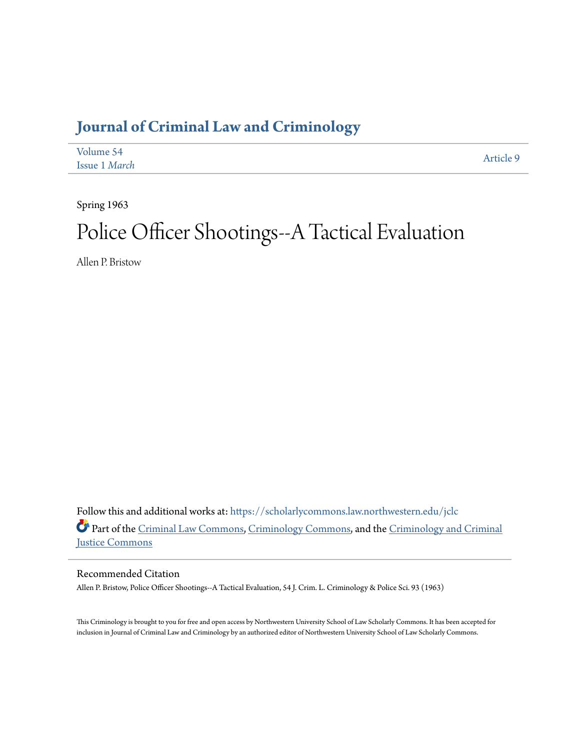# Journal of Criminal Law and Criminology

Volume 54
Issue 1 *March*

Article 9

Spring 1963

# Police Officer Shootings--A Tactical Evaluation

Allen P. Bristow

Follow this and additional works at: https://scholarlycommons.law.northwestern.edu/jclc

Part of the Criminal Law Commons, Criminology Commons, and the Criminology and Criminal Justice Commons

## Recommended Citation

Allen P. Bristow, Police Officer Shootings--A Tactical Evaluation, 54 J. Crim. L. Criminology & Police Sci. 93 (1963)

This Criminology is brought to you for free and open access by Northwestern University School of Law Scholarly Commons. It has been accepted for inclusion in Journal of Criminal Law and Criminology by an authorized editor of Northwestern University School of Law Scholarly Commons.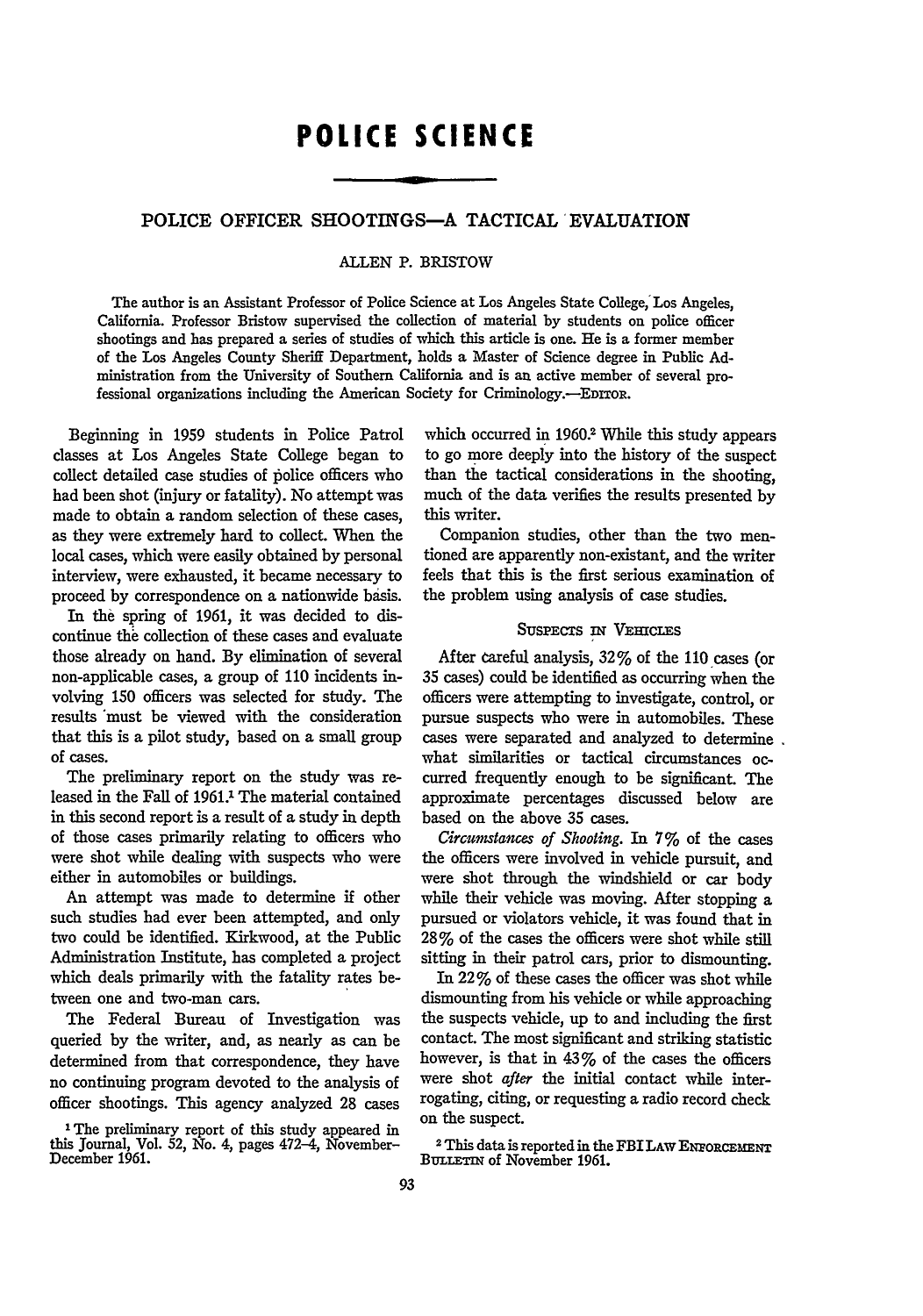# POLICE SCIENCE

## POLICE OFFICER SHOOTINGS—A TACTICAL EVALUATION

ALLEN P. BRISTOW

The author is an Assistant Professor of Police Science at Los Angeles State College, Los Angeles, California. Professor Bristow supervised the collection of material by students on police officer shootings and has prepared a series of studies of which this article is one. He is a former member of the Los Angeles County Sheriff Department, holds a Master of Science degree in Public Administration from the University of Southern California and is an active member of several professional organizations including the American Society for Criminology.—EDITOR.

Beginning in 1959 students in Police Patrol classes at Los Angeles State College began to collect detailed case studies of police officers who had been shot (injury or fatality). No attempt was made to obtain a random selection of these cases, as they were extremely hard to collect. When the local cases, which were easily obtained by personal interview, were exhausted, it became necessary to proceed by correspondence on a nationwide basis.

In the spring of 1961, it was decided to discontinue the collection of these cases and evaluate those already on hand. By elimination of several non-applicable cases, a group of 110 incidents involving 150 officers was selected for study. The results must be viewed with the consideration that this is a pilot study, based on a small group of cases.

The preliminary report on the study was released in the Fall of 1961.[1] The material contained in this second report is a result of a study in depth of those cases primarily relating to officers who were shot while dealing with suspects who were either in automobiles or buildings.

An attempt was made to determine if other such studies had ever been attempted, and only two could be identified. Kirkwood, at the Public Administration Institute, has completed a project which deals primarily with the fatality rates between one and two-man cars.

The Federal Bureau of Investigation was queried by the writer, and, as nearly as can be determined from that correspondence, they have no continuing program devoted to the analysis of officer shootings. This agency analyzed 28 cases which occurred in 1960.[2] While this study appears to go more deeply into the history of the suspect than the tactical considerations in the shooting, much of the data verifies the results presented by this writer.

Companion studies, other than the two mentioned are apparently non-existant, and the writer feels that this is the first serious examination of the problem using analysis of case studies.

### SUSPECTS IN VEHICLES

After careful analysis, 32% of the 110 cases (or 35 cases) could be identified as occurring when the officers were attempting to investigate, control, or pursue suspects who were in automobiles. These cases were separated and analyzed to determine what similarities or tactical circumstances occurred frequently enough to be significant. The approximate percentages discussed below are based on the above 35 cases.

*Circumstances of Shooting.* In 7% of the cases the officers were involved in vehicle pursuit, and were shot through the windshield or car body while their vehicle was moving. After stopping a pursued or violators vehicle, it was found that in 28% of the cases the officers were shot while still sitting in their patrol cars, prior to dismounting.

In 22% of these cases the officer was shot while dismounting from his vehicle or while approaching the suspects vehicle, up to and including the first contact. The most significant and striking statistic however, is that in 43% of the cases the officers were shot *after* the initial contact while interrogating, citing, or requesting a radio record check on the suspect.

[1] The preliminary report of this study appeared in this Journal, Vol. 52, No. 4, pages 472–4, November–December 1961.

[2] This data is reported in the FBI LAW ENFORCEMENT BULLETIN of November 1961.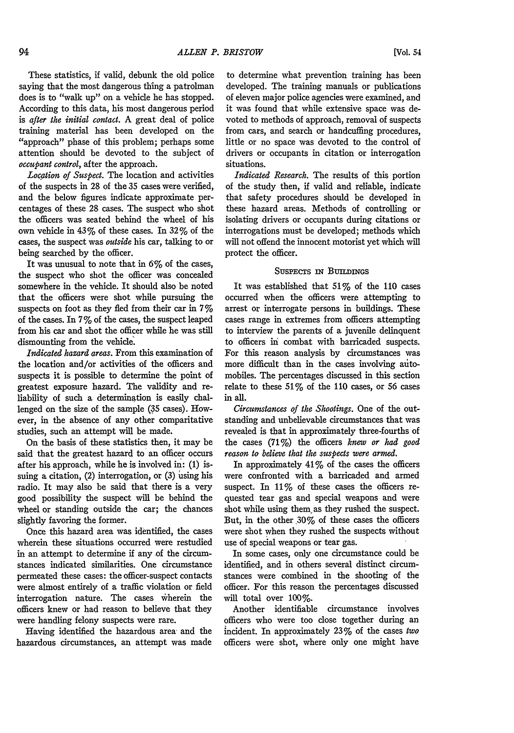These statistics, if valid, debunk the old police saying that the most dangerous thing a patrolman does is to "walk up" on a vehicle he has stopped. According to this data, his most dangerous period is *after the initial contact.* A great deal of police training material has been developed on the "approach" phase of this problem; perhaps some attention should be devoted to the subject of *occupant control,* after the approach.

*Location of Suspect.* The location and activities of the suspects in 28 of the 35 cases were verified, and the below figures indicate approximate percentages of these 28 cases. The suspect who shot the officers was seated behind the wheel of his own vehicle in 43% of these cases. In 32% of the cases, the suspect was *outside* his car, talking to or being searched by the officer.

It was unusual to note that in 6% of the cases, the suspect who shot the officer was concealed somewhere in the vehicle. It should also be noted that the officers were shot while pursuing the suspects on foot as they fled from their car in 7% of the cases. In 7% of the cases, the suspect leaped from his car and shot the officer while he was still dismounting from the vehicle.

*Indicated hazard areas.* From this examination of the location and/or activities of the officers and suspects it is possible to determine the point of greatest exposure hazard. The validity and reliability of such a determination is easily challenged on the size of the sample (35 cases). However, in the absence of any other comparitative studies, such an attempt will be made.

On the basis of these statistics then, it may be said that the greatest hazard to an officer occurs after his approach, while he is involved in: (1) issuing a citation, (2) interrogation, or (3) using his radio. It may also be said that there is a very good possibility the suspect will be behind the wheel or standing outside the car; the chances slightly favoring the former.

Once this hazard area was identified, the cases wherein these situations occurred were restudied in an attempt to determine if any of the circumstances indicated similarities. One circumstance permeated these cases: the officer-suspect contacts were almost entirely of a traffic violation or field interrogation nature. The cases wherein the officers knew or had reason to believe that they were handling felony suspects were rare.

Having identified the hazardous area and the hazardous circumstances, an attempt was made to determine what prevention training has been developed. The training manuals or publications of eleven major police agencies were examined, and it was found that while extensive space was devoted to methods of approach, removal of suspects from cars, and search or handcuffing procedures, little or no space was devoted to the control of drivers or occupants in citation or interrogation situations.

*Indicated Research.* The results of this portion of the study then, if valid and reliable, indicate that safety procedures should be developed in these hazard areas. Methods of controlling or isolating drivers or occupants during citations or interrogations must be developed; methods which will not offend the innocent motorist yet which will protect the officer.

## Suspects in Buildings

It was established that 51% of the 110 cases occurred when the officers were attempting to arrest or interrogate persons in buildings. These cases range in extremes from officers attempting to interview the parents of a juvenile delinquent to officers in combat with barricaded suspects. For this reason analysis by circumstances was more difficult than in the cases involving automobiles. The percentages discussed in this section relate to these 51% of the 110 cases, or 56 cases in all.

*Circumstances of the Shootings.* One of the outstanding and unbelievable circumstances that was revealed is that in approximately three-fourths of the cases (71%) the officers *knew or had good reason to believe that the suspects were armed.*

In approximately 41% of the cases the officers were confronted with a barricaded and armed suspect. In 11% of these cases the officers requested tear gas and special weapons and were shot while using them as they rushed the suspect. But, in the other 30% of these cases the officers were shot when they rushed the suspects without use of special weapons or tear gas.

In some cases, only one circumstance could be identified, and in others several distinct circumstances were combined in the shooting of the officer. For this reason the percentages discussed will total over 100%.

Another identifiable circumstance involves officers who were too close together during an incident. In approximately 23% of the cases *two* officers were shot, where only one might have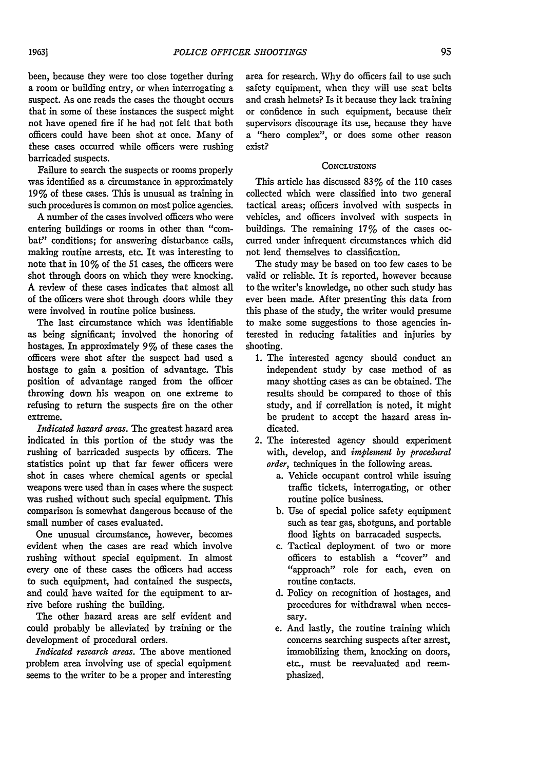been, because they were too close together during a room or building entry, or when interrogating a suspect. As one reads the cases the thought occurs that in some of these instances the suspect might not have opened fire if he had not felt that both officers could have been shot at once. Many of these cases occurred while officers were rushing barricaded suspects.

Failure to search the suspects or rooms properly was identified as a circumstance in approximately 19% of these cases. This is unusual as training in such procedures is common on most police agencies.

A number of the cases involved officers who were entering buildings or rooms in other than "combat" conditions; for answering disturbance calls, making routine arrests, etc. It was interesting to note that in 10% of the 51 cases, the officers were shot through doors on which they were knocking. A review of these cases indicates that almost all of the officers were shot through doors while they were involved in routine police business.

The last circumstance which was identifiable as being significant; involved the honoring of hostages. In approximately 9% of these cases the officers were shot after the suspect had used a hostage to gain a position of advantage. This position of advantage ranged from the officer throwing down his weapon on one extreme to refusing to return the suspects fire on the other extreme.

*Indicated hazard areas.* The greatest hazard area indicated in this portion of the study was the rushing of barricaded suspects by officers. The statistics point up that far fewer officers were shot in cases where chemical agents or special weapons were used than in cases where the suspect was rushed without such special equipment. This comparison is somewhat dangerous because of the small number of cases evaluated.

One unusual circumstance, however, becomes evident when the cases are read which involve rushing without special equipment. In almost every one of these cases the officers had access to such equipment, had contained the suspects, and could have waited for the equipment to arrive before rushing the building.

The other hazard areas are self evident and could probably be alleviated by training or the development of procedural orders.

*Indicated research areas.* The above mentioned problem area involving use of special equipment seems to the writer to be a proper and interesting area for research. Why do officers fail to use such safety equipment, when they will use seat belts and crash helmets? Is it because they lack training or confidence in such equipment, because their supervisors discourage its use, because they have a "hero complex", or does some other reason exist?

## Conclusions

This article has discussed 83% of the 110 cases collected which were classified into two general tactical areas; officers involved with suspects in vehicles, and officers involved with suspects in buildings. The remaining 17% of the cases occurred under infrequent circumstances which did not lend themselves to classification.

The study may be based on too few cases to be valid or reliable. It is reported, however because to the writer's knowledge, no other such study has ever been made. After presenting this data from this phase of the study, the writer would presume to make some suggestions to those agencies interested in reducing fatalities and injuries by shooting.

1. The interested agency should conduct an independent study by case method of as many shotting cases as can be obtained. The results should be compared to those of this study, and if correllation is noted, it might be prudent to accept the hazard areas indicated.
2. The interested agency should experiment with, develop, and *implement by procedural order*, techniques in the following areas.
   a. Vehicle occupant control while issuing traffic tickets, interrogating, or other routine police business.
   b. Use of special police safety equipment such as tear gas, shotguns, and portable flood lights on barracaded suspects.
   c. Tactical deployment of two or more officers to establish a "cover" and "approach" role for each, even on routine contacts.
   d. Policy on recognition of hostages, and procedures for withdrawal when necessary.
   e. And lastly, the routine training which concerns searching suspects after arrest, immobilizing them, knocking on doors, etc., must be reevaluated and reemphasized.